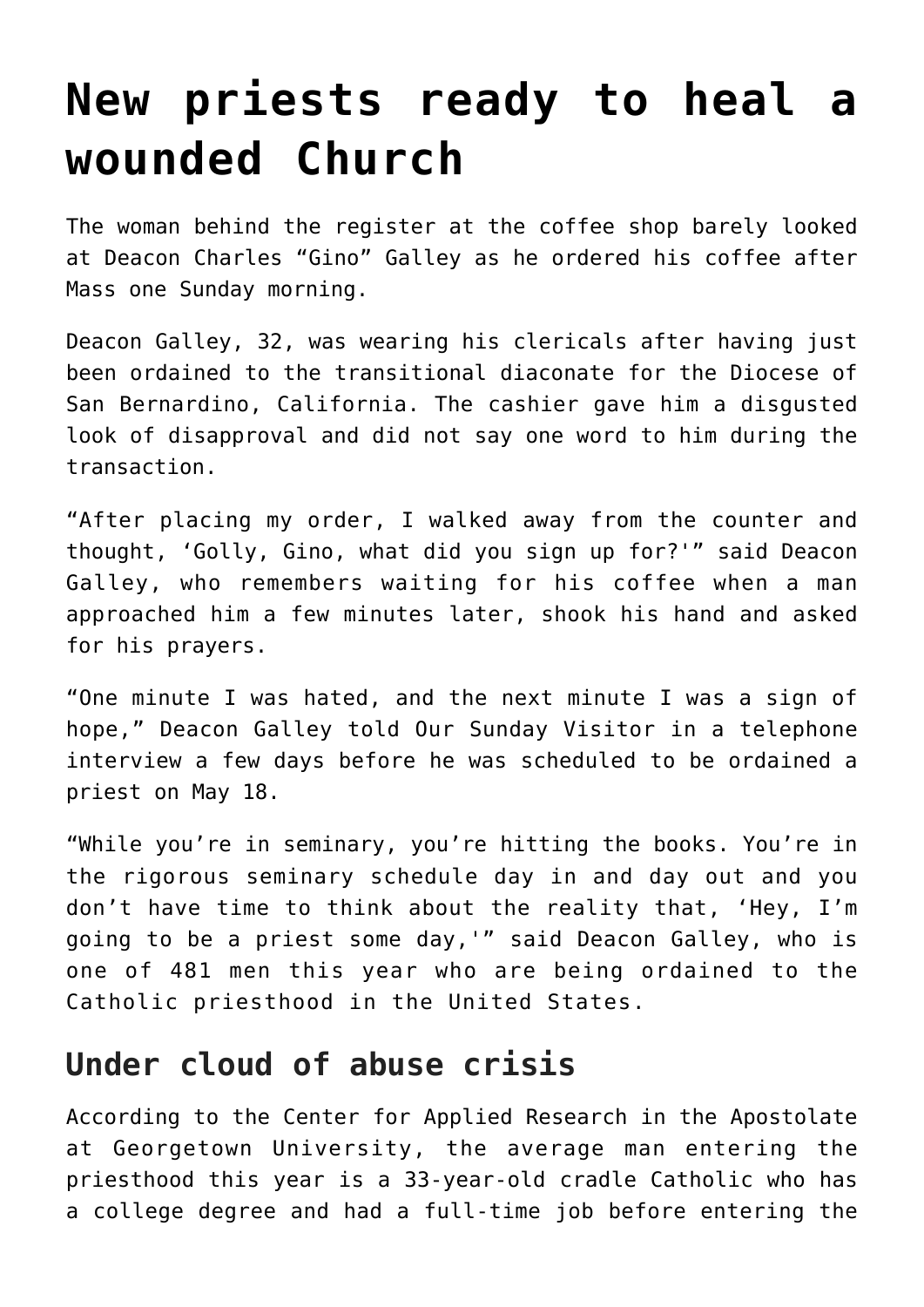# New priests ready to heal a wounded Church

The woman behind the register at the coffee shop barely looked at Deacon Charles "Gino" Galley as he ordered his coffee after Mass one Sunday morning.

Deacon Galley, 32, was wearing his clericals after having just been ordained to the transitional diaconate for the Diocese of San Bernardino, California. The cashier gave him a disgusted look of disapproval and did not say one word to him during the transaction.

"After placing my order, I walked away from the counter and thought, 'Golly, Gino, what did you sign up for?'" said Deacon Galley, who remembers waiting for his coffee when a man approached him a few minutes later, shook his hand and asked for his prayers.

"One minute I was hated, and the next minute I was a sign of hope," Deacon Galley told Our Sunday Visitor in a telephone interview a few days before he was scheduled to be ordained a priest on May 18.

"While you're in seminary, you're hitting the books. You're in the rigorous seminary schedule day in and day out and you don't have time to think about the reality that, 'Hey, I'm going to be a priest some day,'" said Deacon Galley, who is one of 481 men this year who are being ordained to the Catholic priesthood in the United States.

## Under cloud of abuse crisis

According to the Center for Applied Research in the Apostolate at Georgetown University, the average man entering the priesthood this year is a 33-year-old cradle Catholic who has a college degree and had a full-time job before entering the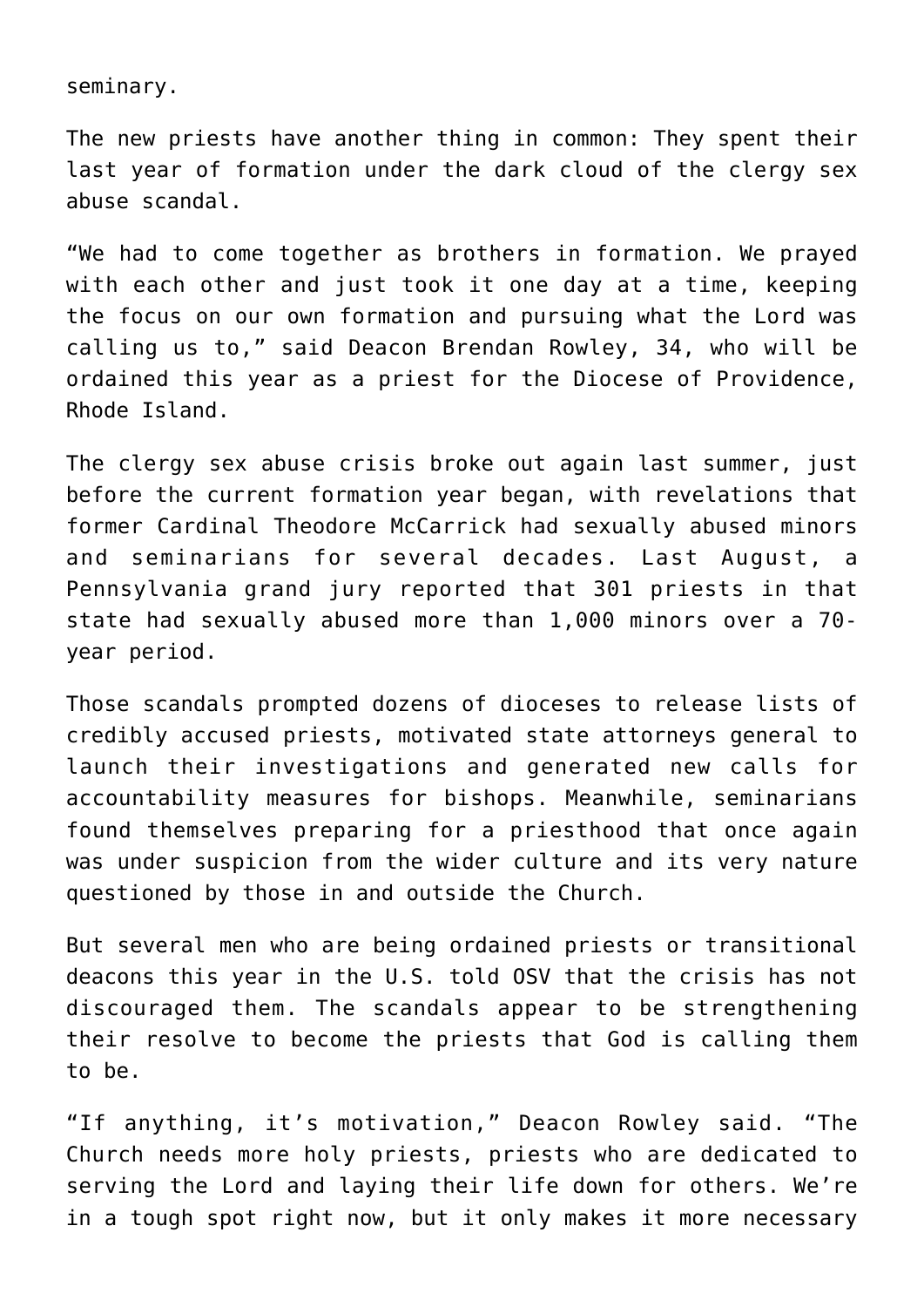seminary.

The new priests have another thing in common: They spent their last year of formation under the dark cloud of the clergy sex abuse scandal.

“We had to come together as brothers in formation. We prayed with each other and just took it one day at a time, keeping the focus on our own formation and pursuing what the Lord was calling us to,” said Deacon Brendan Rowley, 34, who will be ordained this year as a priest for the Diocese of Providence, Rhode Island.

The clergy sex abuse crisis broke out again last summer, just before the current formation year began, with revelations that former Cardinal Theodore McCarrick had sexually abused minors and seminarians for several decades. Last August, a Pennsylvania grand jury reported that 301 priests in that state had sexually abused more than 1,000 minors over a 70-year period.

Those scandals prompted dozens of dioceses to release lists of credibly accused priests, motivated state attorneys general to launch their investigations and generated new calls for accountability measures for bishops. Meanwhile, seminarians found themselves preparing for a priesthood that once again was under suspicion from the wider culture and its very nature questioned by those in and outside the Church.

But several men who are being ordained priests or transitional deacons this year in the U.S. told OSV that the crisis has not discouraged them. The scandals appear to be strengthening their resolve to become the priests that God is calling them to be.

“If anything, it’s motivation,” Deacon Rowley said. “The Church needs more holy priests, priests who are dedicated to serving the Lord and laying their life down for others. We’re in a tough spot right now, but it only makes it more necessary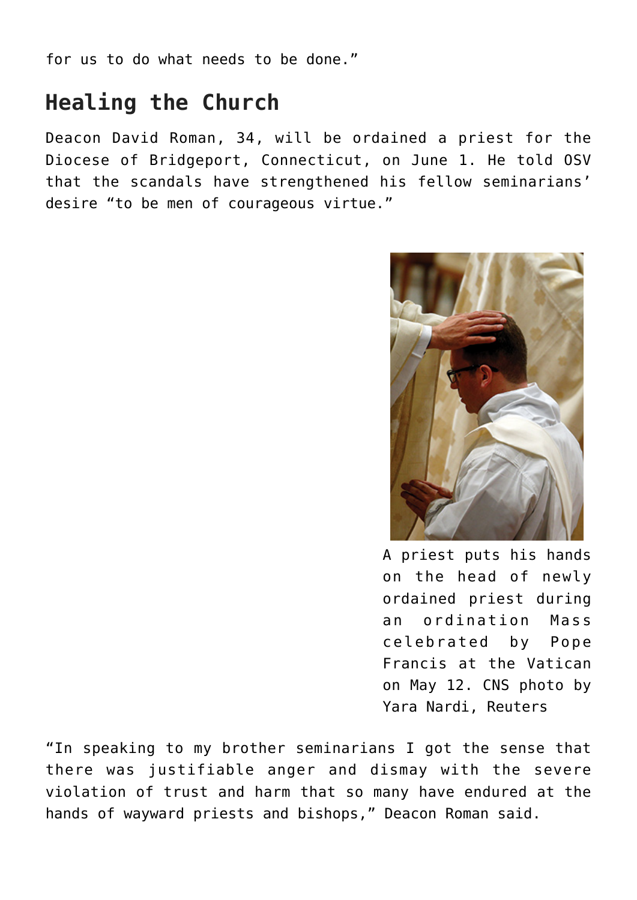for us to do what needs to be done."

## Healing the Church

Deacon David Roman, 34, will be ordained a priest for the Diocese of Bridgeport, Connecticut, on June 1. He told OSV that the scandals have strengthened his fellow seminarians' desire "to be men of courageous virtue."

A priest puts his hands on the head of newly ordained priest during an ordination Mass celebrated by Pope Francis at the Vatican on May 12. CNS photo by Yara Nardi, Reuters

"In speaking to my brother seminarians I got the sense that there was justifiable anger and dismay with the severe violation of trust and harm that so many have endured at the hands of wayward priests and bishops," Deacon Roman said.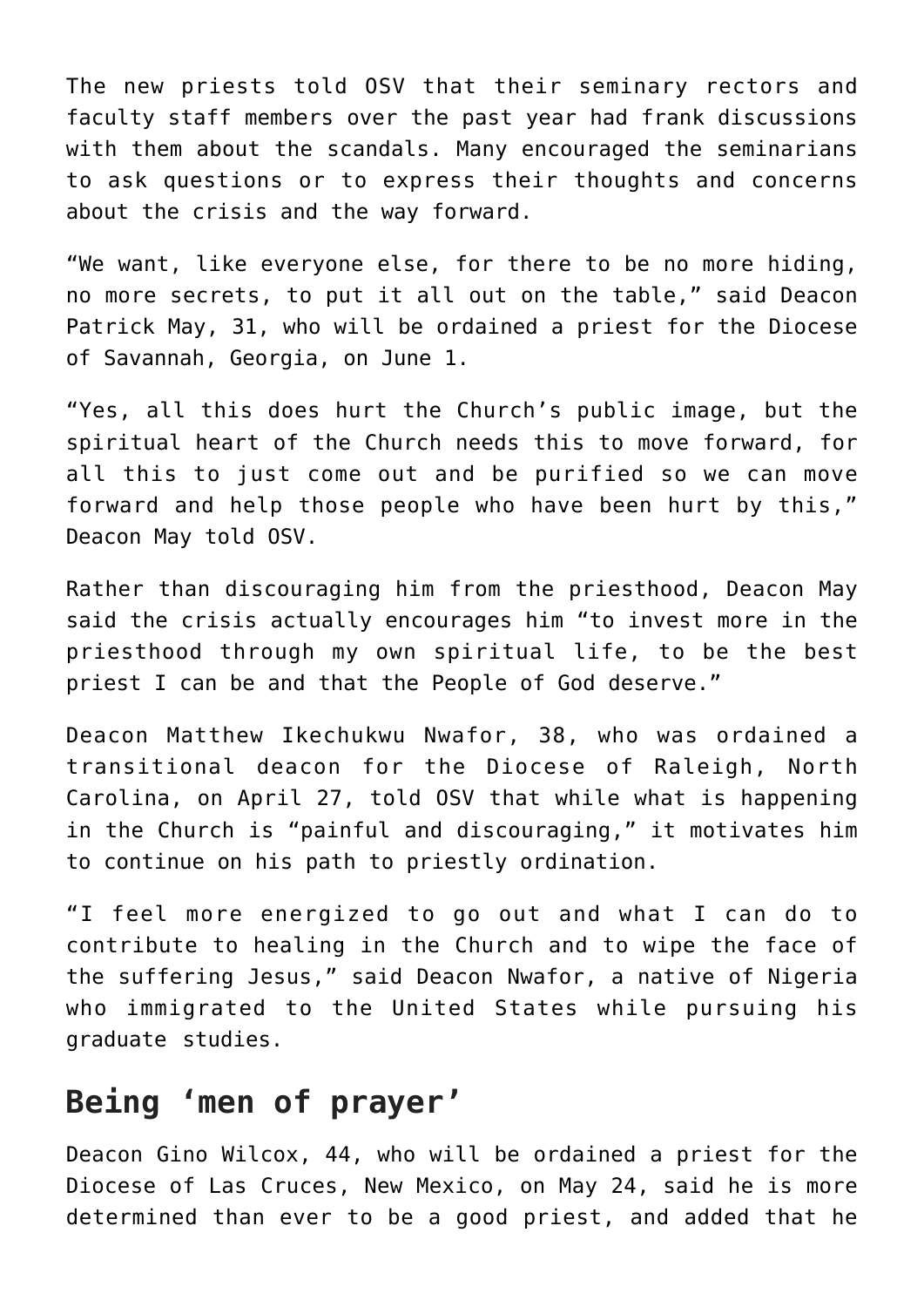The new priests told OSV that their seminary rectors and faculty staff members over the past year had frank discussions with them about the scandals. Many encouraged the seminarians to ask questions or to express their thoughts and concerns about the crisis and the way forward.

“We want, like everyone else, for there to be no more hiding, no more secrets, to put it all out on the table,” said Deacon Patrick May, 31, who will be ordained a priest for the Diocese of Savannah, Georgia, on June 1.

“Yes, all this does hurt the Church’s public image, but the spiritual heart of the Church needs this to move forward, for all this to just come out and be purified so we can move forward and help those people who have been hurt by this,” Deacon May told OSV.

Rather than discouraging him from the priesthood, Deacon May said the crisis actually encourages him “to invest more in the priesthood through my own spiritual life, to be the best priest I can be and that the People of God deserve.”

Deacon Matthew Ikechukwu Nwafor, 38, who was ordained a transitional deacon for the Diocese of Raleigh, North Carolina, on April 27, told OSV that while what is happening in the Church is “painful and discouraging,” it motivates him to continue on his path to priestly ordination.

“I feel more energized to go out and what I can do to contribute to healing in the Church and to wipe the face of the suffering Jesus,” said Deacon Nwafor, a native of Nigeria who immigrated to the United States while pursuing his graduate studies.

## Being ‘men of prayer’

Deacon Gino Wilcox, 44, who will be ordained a priest for the Diocese of Las Cruces, New Mexico, on May 24, said he is more determined than ever to be a good priest, and added that he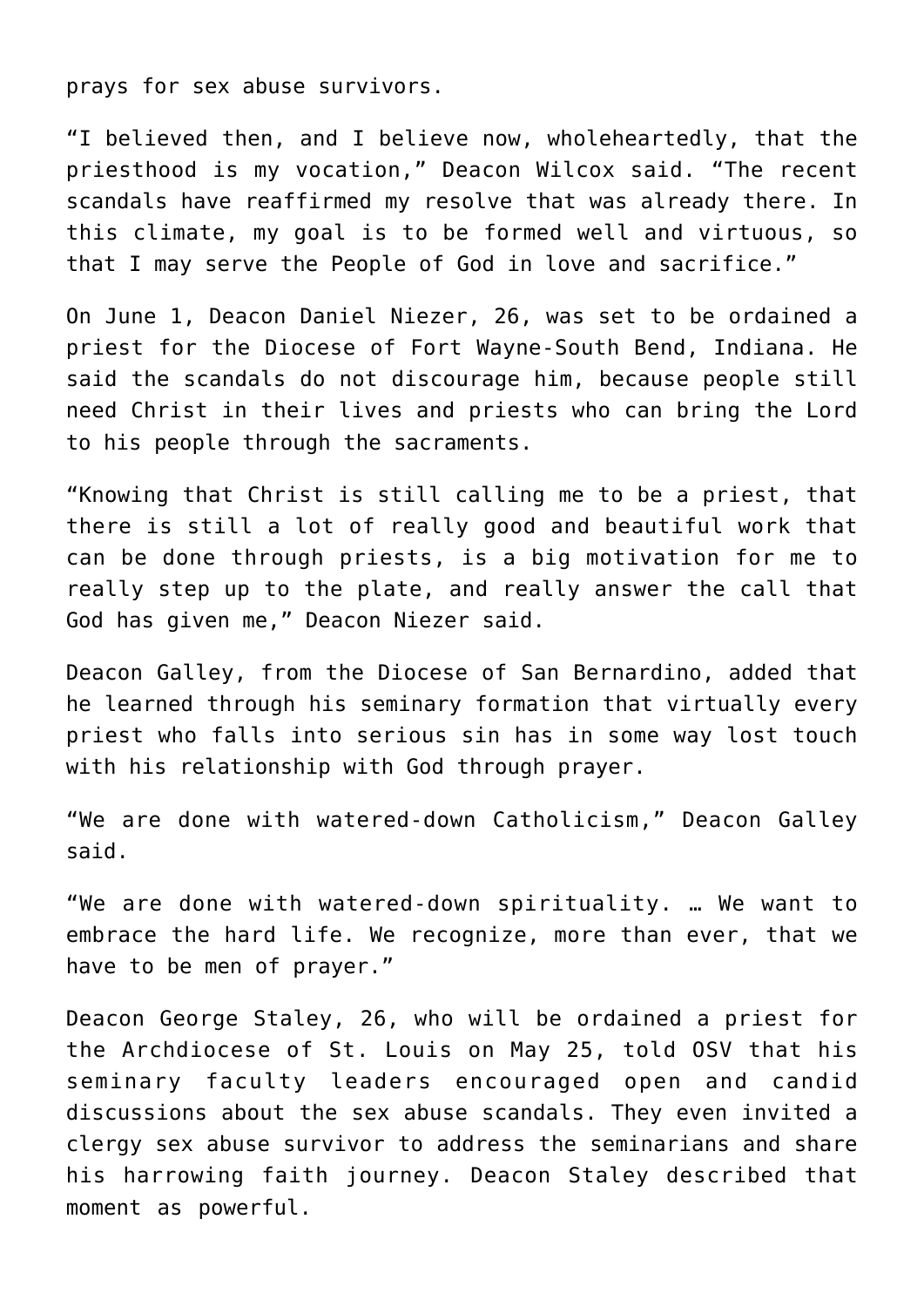prays for sex abuse survivors.

"I believed then, and I believe now, wholeheartedly, that the priesthood is my vocation," Deacon Wilcox said. "The recent scandals have reaffirmed my resolve that was already there. In this climate, my goal is to be formed well and virtuous, so that I may serve the People of God in love and sacrifice."

On June 1, Deacon Daniel Niezer, 26, was set to be ordained a priest for the Diocese of Fort Wayne-South Bend, Indiana. He said the scandals do not discourage him, because people still need Christ in their lives and priests who can bring the Lord to his people through the sacraments.

"Knowing that Christ is still calling me to be a priest, that there is still a lot of really good and beautiful work that can be done through priests, is a big motivation for me to really step up to the plate, and really answer the call that God has given me," Deacon Niezer said.

Deacon Galley, from the Diocese of San Bernardino, added that he learned through his seminary formation that virtually every priest who falls into serious sin has in some way lost touch with his relationship with God through prayer.

"We are done with watered-down Catholicism," Deacon Galley said.

"We are done with watered-down spirituality. … We want to embrace the hard life. We recognize, more than ever, that we have to be men of prayer."

Deacon George Staley, 26, who will be ordained a priest for the Archdiocese of St. Louis on May 25, told OSV that his seminary faculty leaders encouraged open and candid discussions about the sex abuse scandals. They even invited a clergy sex abuse survivor to address the seminarians and share his harrowing faith journey. Deacon Staley described that moment as powerful.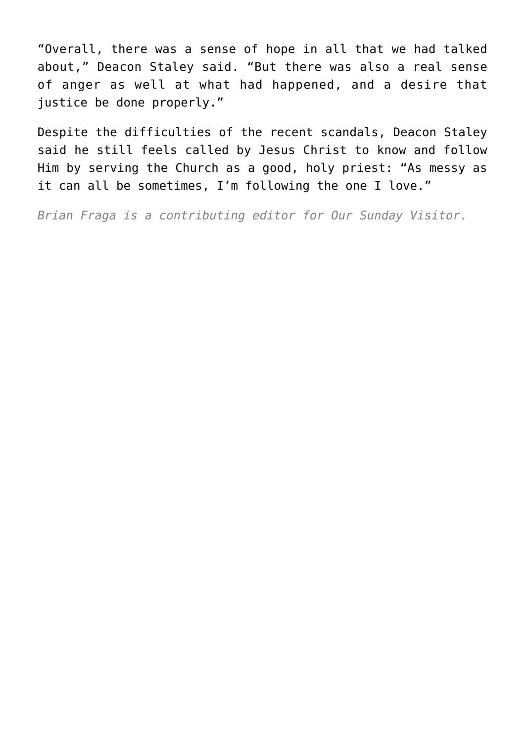“Overall, there was a sense of hope in all that we had talked about,” Deacon Staley said. “But there was also a real sense of anger as well at what had happened, and a desire that justice be done properly.”

Despite the difficulties of the recent scandals, Deacon Staley said he still feels called by Jesus Christ to know and follow Him by serving the Church as a good, holy priest: “As messy as it can all be sometimes, I’m following the one I love.”

*Brian Fraga is a contributing editor for Our Sunday Visitor.*